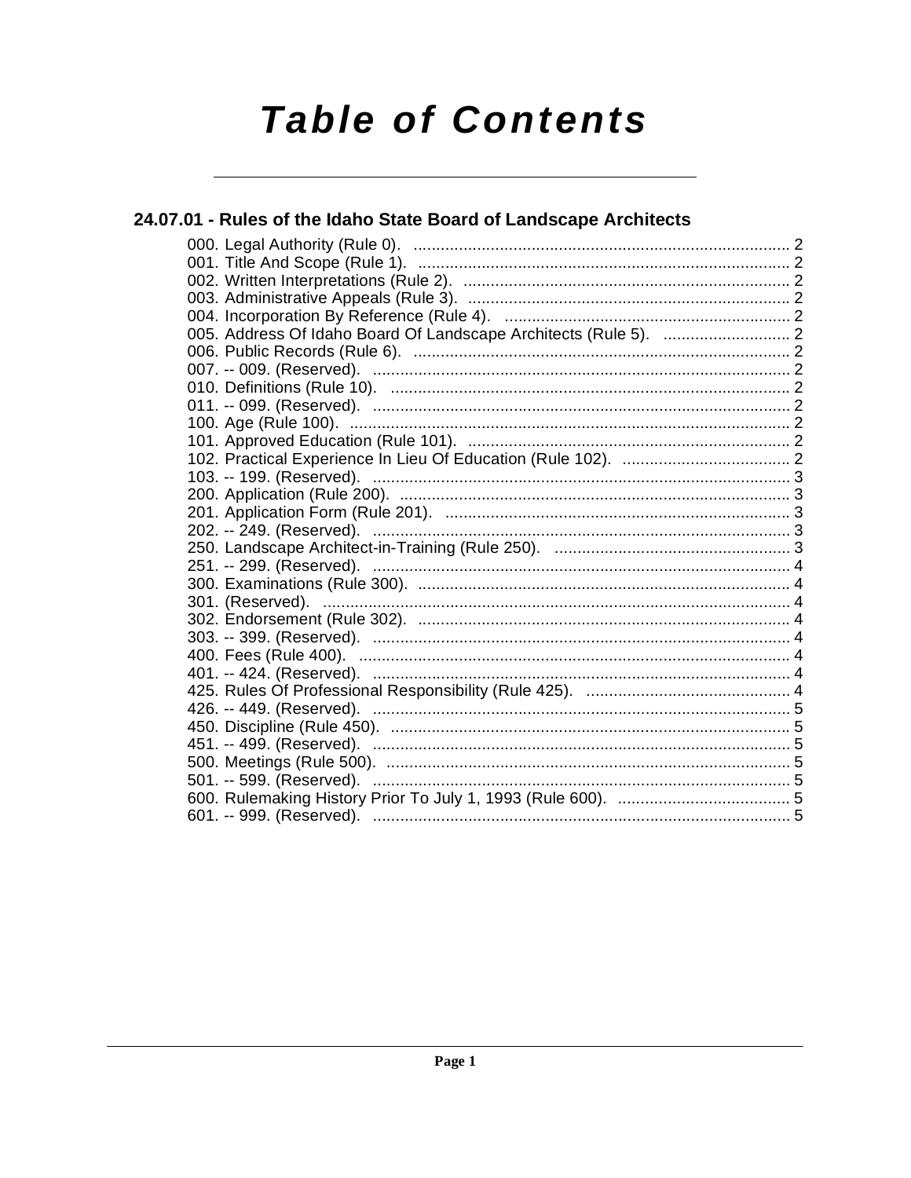# Table of Contents

## 24.07.01 - Rules of the Idaho State Board of Landscape Architects

000. Legal Authority (Rule 0). .... 2
001. Title And Scope (Rule 1). .... 2
002. Written Interpretations (Rule 2). .... 2
003. Administrative Appeals (Rule 3). .... 2
004. Incorporation By Reference (Rule 4). .... 2
005. Address Of Idaho Board Of Landscape Architects (Rule 5). .... 2
006. Public Records (Rule 6). .... 2
007. -- 009. (Reserved). .... 2
010. Definitions (Rule 10). .... 2
011. -- 099. (Reserved). .... 2
100. Age (Rule 100). .... 2
101. Approved Education (Rule 101). .... 2
102. Practical Experience In Lieu Of Education (Rule 102). .... 2
103. -- 199. (Reserved). .... 3
200. Application (Rule 200). .... 3
201. Application Form (Rule 201). .... 3
202. -- 249. (Reserved). .... 3
250. Landscape Architect-in-Training (Rule 250). .... 3
251. -- 299. (Reserved). .... 4
300. Examinations (Rule 300). .... 4
301. (Reserved). .... 4
302. Endorsement (Rule 302). .... 4
303. -- 399. (Reserved). .... 4
400. Fees (Rule 400). .... 4
401. -- 424. (Reserved). .... 4
425. Rules Of Professional Responsibility (Rule 425). .... 4
426. -- 449. (Reserved). .... 5
450. Discipline (Rule 450). .... 5
451. -- 499. (Reserved). .... 5
500. Meetings (Rule 500). .... 5
501. -- 599. (Reserved). .... 5
600. Rulemaking History Prior To July 1, 1993 (Rule 600). .... 5
601. -- 999. (Reserved). .... 5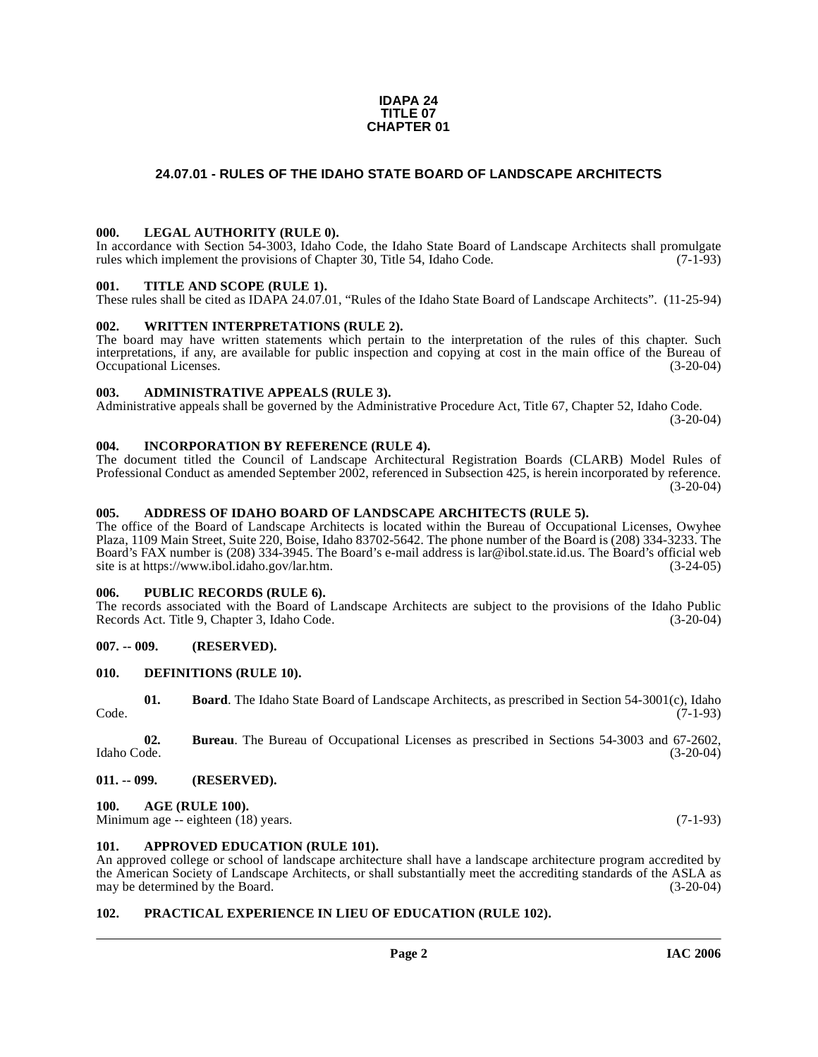**IDAPA 24**
**TITLE 07**
**CHAPTER 01**

# 24.07.01 - RULES OF THE IDAHO STATE BOARD OF LANDSCAPE ARCHITECTS

### 000. LEGAL AUTHORITY (RULE 0).

In accordance with Section 54-3003, Idaho Code, the Idaho State Board of Landscape Architects shall promulgate rules which implement the provisions of Chapter 30, Title 54, Idaho Code. (7-1-93)

### 001. TITLE AND SCOPE (RULE 1).

These rules shall be cited as IDAPA 24.07.01, "Rules of the Idaho State Board of Landscape Architects". (11-25-94)

### 002. WRITTEN INTERPRETATIONS (RULE 2).

The board may have written statements which pertain to the interpretation of the rules of this chapter. Such interpretations, if any, are available for public inspection and copying at cost in the main office of the Bureau of Occupational Licenses. (3-20-04)

### 003. ADMINISTRATIVE APPEALS (RULE 3).

Administrative appeals shall be governed by the Administrative Procedure Act, Title 67, Chapter 52, Idaho Code. (3-20-04)

### 004. INCORPORATION BY REFERENCE (RULE 4).

The document titled the Council of Landscape Architectural Registration Boards (CLARB) Model Rules of Professional Conduct as amended September 2002, referenced in Subsection 425, is herein incorporated by reference. (3-20-04)

### 005. ADDRESS OF IDAHO BOARD OF LANDSCAPE ARCHITECTS (RULE 5).

The office of the Board of Landscape Architects is located within the Bureau of Occupational Licenses, Owyhee Plaza, 1109 Main Street, Suite 220, Boise, Idaho 83702-5642. The phone number of the Board is (208) 334-3233. The Board's FAX number is (208) 334-3945. The Board's e-mail address is lar@ibol.state.id.us. The Board's official web site is at https://www.ibol.idaho.gov/lar.htm. (3-24-05)

### 006. PUBLIC RECORDS (RULE 6).

The records associated with the Board of Landscape Architects are subject to the provisions of the Idaho Public Records Act. Title 9, Chapter 3, Idaho Code. (3-20-04)

### 007. -- 009. (RESERVED).

### 010. DEFINITIONS (RULE 10).

**01. Board**. The Idaho State Board of Landscape Architects, as prescribed in Section 54-3001(c), Idaho Code. (7-1-93)

**02. Bureau**. The Bureau of Occupational Licenses as prescribed in Sections 54-3003 and 67-2602, Idaho Code. (3-20-04)

### 011. -- 099. (RESERVED).

### 100. AGE (RULE 100).

Minimum age -- eighteen (18) years. (7-1-93)

### 101. APPROVED EDUCATION (RULE 101).

An approved college or school of landscape architecture shall have a landscape architecture program accredited by the American Society of Landscape Architects, or shall substantially meet the accrediting standards of the ASLA as may be determined by the Board. (3-20-04)

### 102. PRACTICAL EXPERIENCE IN LIEU OF EDUCATION (RULE 102).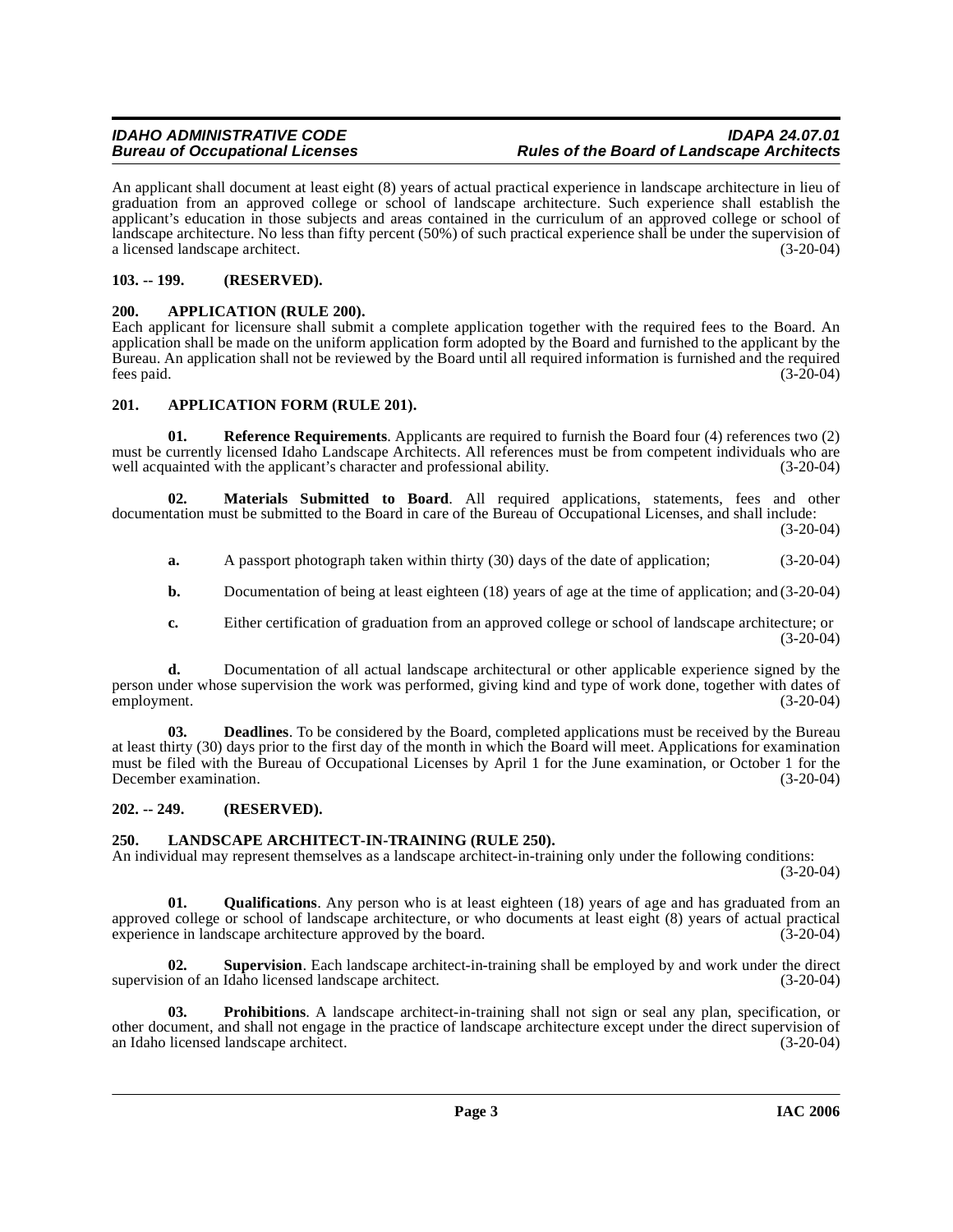An applicant shall document at least eight (8) years of actual practical experience in landscape architecture in lieu of graduation from an approved college or school of landscape architecture. Such experience shall establish the applicant's education in those subjects and areas contained in the curriculum of an approved college or school of landscape architecture. No less than fifty percent (50%) of such practical experience shall be under the supervision of a licensed landscape architect. (3-20-04)

## 103. -- 199. (RESERVED).

## 200. APPLICATION (RULE 200).

Each applicant for licensure shall submit a complete application together with the required fees to the Board. An application shall be made on the uniform application form adopted by the Board and furnished to the applicant by the Bureau. An application shall not be reviewed by the Board until all required information is furnished and the required fees paid. (3-20-04)

## 201. APPLICATION FORM (RULE 201).

**01. Reference Requirements**. Applicants are required to furnish the Board four (4) references two (2) must be currently licensed Idaho Landscape Architects. All references must be from competent individuals who are well acquainted with the applicant's character and professional ability. (3-20-04)

**02. Materials Submitted to Board**. All required applications, statements, fees and other documentation must be submitted to the Board in care of the Bureau of Occupational Licenses, and shall include: (3-20-04)

**a.** A passport photograph taken within thirty (30) days of the date of application; (3-20-04)

**b.** Documentation of being at least eighteen (18) years of age at the time of application; and (3-20-04)

**c.** Either certification of graduation from an approved college or school of landscape architecture; or (3-20-04)

**d.** Documentation of all actual landscape architectural or other applicable experience signed by the person under whose supervision the work was performed, giving kind and type of work done, together with dates of employment. (3-20-04)

**03. Deadlines**. To be considered by the Board, completed applications must be received by the Bureau at least thirty (30) days prior to the first day of the month in which the Board will meet. Applications for examination must be filed with the Bureau of Occupational Licenses by April 1 for the June examination, or October 1 for the December examination. (3-20-04)

## 202. -- 249. (RESERVED).

## 250. LANDSCAPE ARCHITECT-IN-TRAINING (RULE 250).

An individual may represent themselves as a landscape architect-in-training only under the following conditions: (3-20-04)

**01. Qualifications**. Any person who is at least eighteen (18) years of age and has graduated from an approved college or school of landscape architecture, or who documents at least eight (8) years of actual practical experience in landscape architecture approved by the board. (3-20-04)

**02. Supervision**. Each landscape architect-in-training shall be employed by and work under the direct supervision of an Idaho licensed landscape architect. (3-20-04)

**03. Prohibitions**. A landscape architect-in-training shall not sign or seal any plan, specification, or other document, and shall not engage in the practice of landscape architecture except under the direct supervision of an Idaho licensed landscape architect. (3-20-04)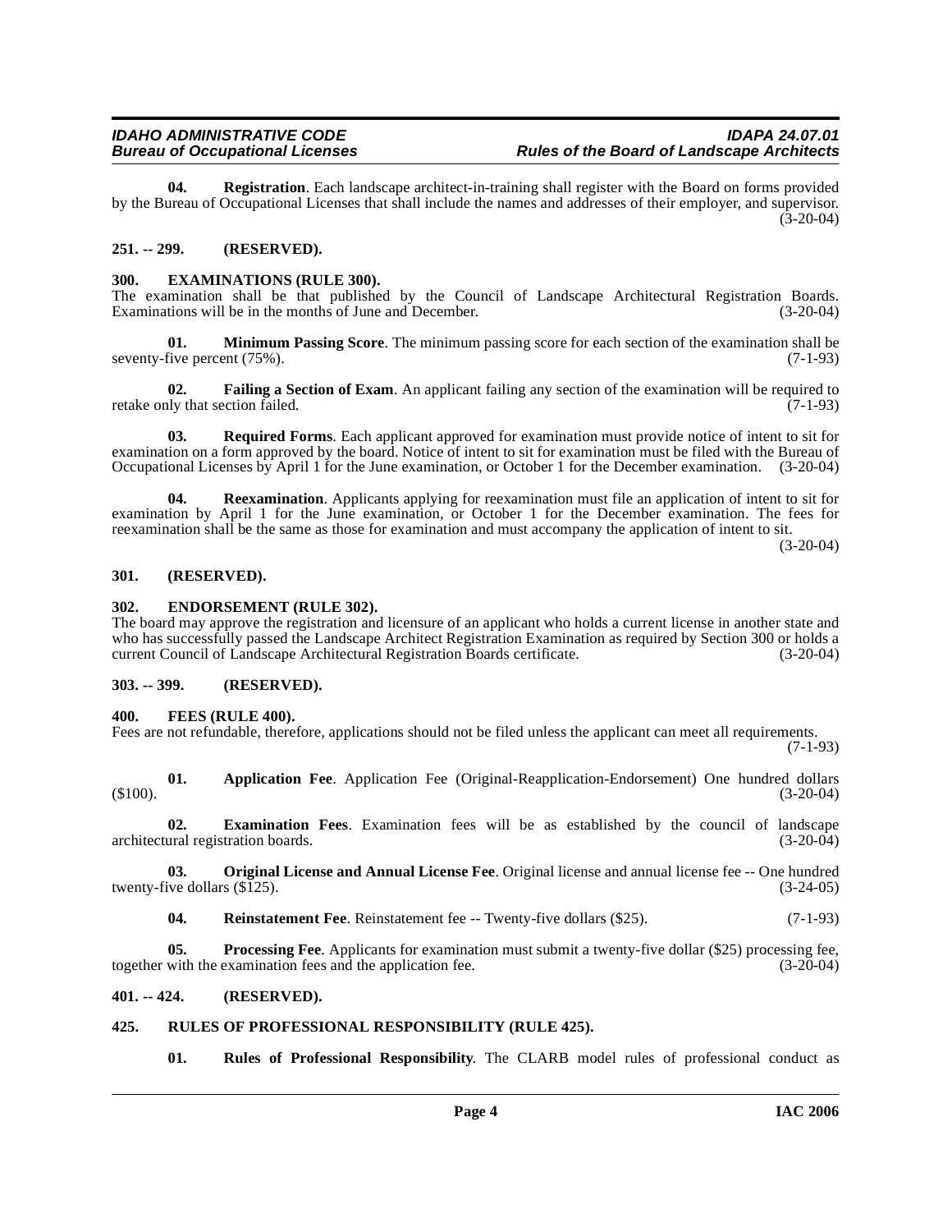**04. Registration**. Each landscape architect-in-training shall register with the Board on forms provided by the Bureau of Occupational Licenses that shall include the names and addresses of their employer, and supervisor. (3-20-04)

### 251. -- 299. (RESERVED).

### 300. EXAMINATIONS (RULE 300).

The examination shall be that published by the Council of Landscape Architectural Registration Boards. Examinations will be in the months of June and December. (3-20-04)

**01. Minimum Passing Score**. The minimum passing score for each section of the examination shall be seventy-five percent (75%). (7-1-93)

**02. Failing a Section of Exam**. An applicant failing any section of the examination will be required to retake only that section failed. (7-1-93)

**03. Required Forms**. Each applicant approved for examination must provide notice of intent to sit for examination on a form approved by the board. Notice of intent to sit for examination must be filed with the Bureau of Occupational Licenses by April 1 for the June examination, or October 1 for the December examination. (3-20-04)

**04. Reexamination**. Applicants applying for reexamination must file an application of intent to sit for examination by April 1 for the June examination, or October 1 for the December examination. The fees for reexamination shall be the same as those for examination and must accompany the application of intent to sit. (3-20-04)

### 301. (RESERVED).

### 302. ENDORSEMENT (RULE 302).

The board may approve the registration and licensure of an applicant who holds a current license in another state and who has successfully passed the Landscape Architect Registration Examination as required by Section 300 or holds a current Council of Landscape Architectural Registration Boards certificate. (3-20-04)

### 303. -- 399. (RESERVED).

### 400. FEES (RULE 400).

Fees are not refundable, therefore, applications should not be filed unless the applicant can meet all requirements. (7-1-93)

**01. Application Fee**. Application Fee (Original-Reapplication-Endorsement) One hundred dollars ($100). (3-20-04)

**02. Examination Fees**. Examination fees will be as established by the council of landscape architectural registration boards. (3-20-04)

**03. Original License and Annual License Fee**. Original license and annual license fee -- One hundred twenty-five dollars ($125). (3-24-05)

**04. Reinstatement Fee**. Reinstatement fee -- Twenty-five dollars ($25). (7-1-93)

**05. Processing Fee**. Applicants for examination must submit a twenty-five dollar ($25) processing fee, together with the examination fees and the application fee. (3-20-04)

### 401. -- 424. (RESERVED).

### 425. RULES OF PROFESSIONAL RESPONSIBILITY (RULE 425).

**01. Rules of Professional Responsibility**. The CLARB model rules of professional conduct as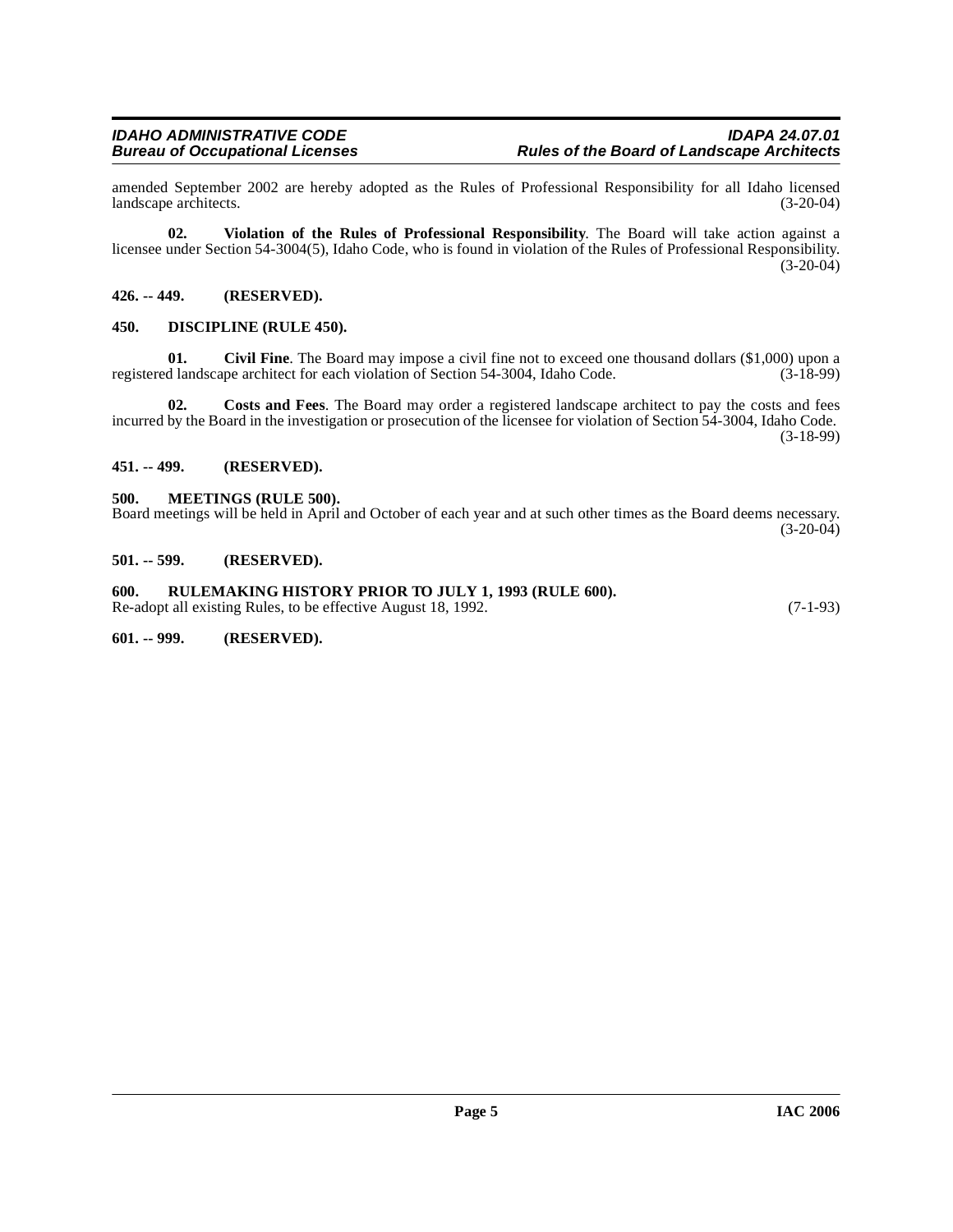amended September 2002 are hereby adopted as the Rules of Professional Responsibility for all Idaho licensed landscape architects. (3-20-04)

**02. Violation of the Rules of Professional Responsibility**. The Board will take action against a licensee under Section 54-3004(5), Idaho Code, who is found in violation of the Rules of Professional Responsibility. (3-20-04)

**426. -- 449. (RESERVED).**

**450. DISCIPLINE (RULE 450).**

**01. Civil Fine**. The Board may impose a civil fine not to exceed one thousand dollars ($1,000) upon a registered landscape architect for each violation of Section 54-3004, Idaho Code. (3-18-99)

**02. Costs and Fees**. The Board may order a registered landscape architect to pay the costs and fees incurred by the Board in the investigation or prosecution of the licensee for violation of Section 54-3004, Idaho Code. (3-18-99)

**451. -- 499. (RESERVED).**

**500. MEETINGS (RULE 500).**

Board meetings will be held in April and October of each year and at such other times as the Board deems necessary. (3-20-04)

**501. -- 599. (RESERVED).**

**600. RULEMAKING HISTORY PRIOR TO JULY 1, 1993 (RULE 600).**

Re-adopt all existing Rules, to be effective August 18, 1992. (7-1-93)

**601. -- 999. (RESERVED).**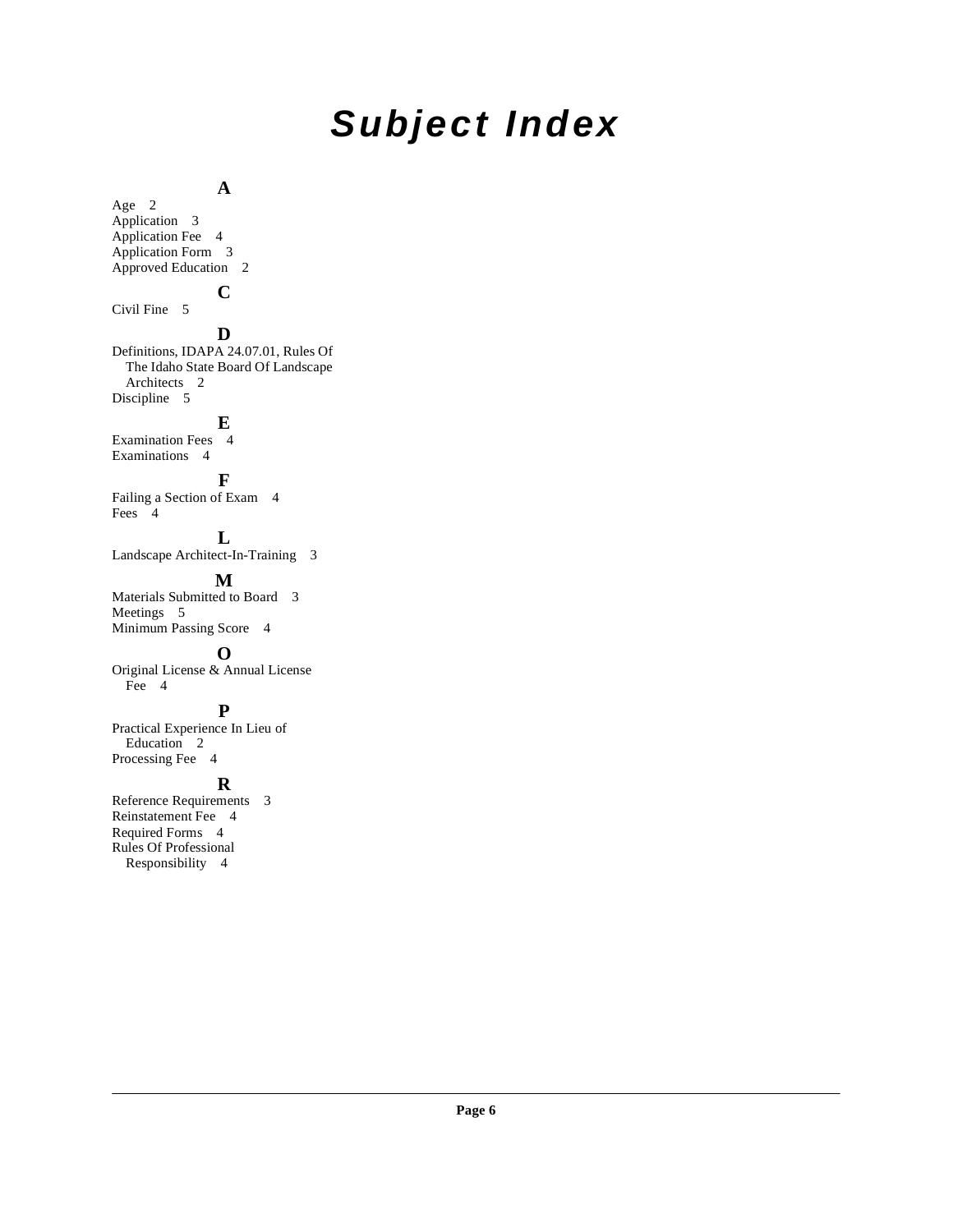# *Subject Index*

**A**

Age 2
Application 3
Application Fee 4
Application Form 3
Approved Education 2

**C**

Civil Fine 5

**D**

Definitions, IDAPA 24.07.01, Rules Of The Idaho State Board Of Landscape Architects 2
Discipline 5

**E**

Examination Fees 4
Examinations 4

**F**

Failing a Section of Exam 4
Fees 4

**L**

Landscape Architect-In-Training 3

**M**

Materials Submitted to Board 3
Meetings 5
Minimum Passing Score 4

**O**

Original License & Annual License Fee 4

**P**

Practical Experience In Lieu of Education 2
Processing Fee 4

**R**

Reference Requirements 3
Reinstatement Fee 4
Required Forms 4
Rules Of Professional Responsibility 4